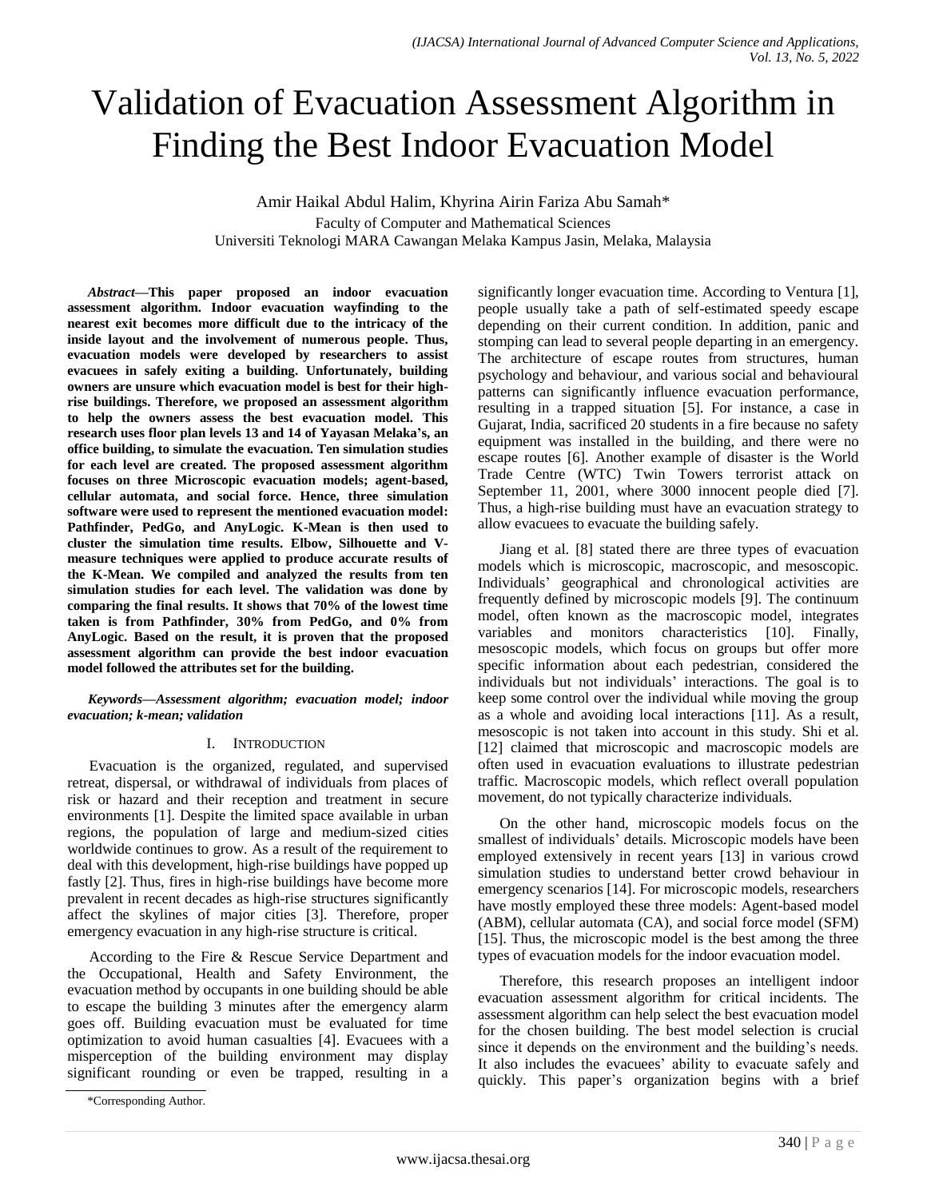# Validation of Evacuation Assessment Algorithm in Finding the Best Indoor Evacuation Model

Amir Haikal Abdul Halim, Khyrina Airin Fariza Abu Samah*

Faculty of Computer and Mathematical Sciences
Universiti Teknologi MARA Cawangan Melaka Kampus Jasin, Melaka, Malaysia

***Abstract*—This paper proposed an indoor evacuation assessment algorithm. Indoor evacuation wayfinding to the nearest exit becomes more difficult due to the intricacy of the inside layout and the involvement of numerous people. Thus, evacuation models were developed by researchers to assist evacuees in safely exiting a building. Unfortunately, building owners are unsure which evacuation model is best for their high-rise buildings. Therefore, we proposed an assessment algorithm to help the owners assess the best evacuation model. This research uses floor plan levels 13 and 14 of Yayasan Melaka's, an office building, to simulate the evacuation. Ten simulation studies for each level are created. The proposed assessment algorithm focuses on three Microscopic evacuation models; agent-based, cellular automata, and social force. Hence, three simulation software were used to represent the mentioned evacuation model: Pathfinder, PedGo, and AnyLogic. K-Mean is then used to cluster the simulation time results. Elbow, Silhouette and V-measure techniques were applied to produce accurate results of the K-Mean. We compiled and analyzed the results from ten simulation studies for each level. The validation was done by comparing the final results. It shows that 70% of the lowest time taken is from Pathfinder, 30% from PedGo, and 0% from AnyLogic. Based on the result, it is proven that the proposed assessment algorithm can provide the best indoor evacuation model followed the attributes set for the building.**

***Keywords*—*Assessment algorithm; evacuation model; indoor evacuation; k-mean; validation***

## I. Introduction

Evacuation is the organized, regulated, and supervised retreat, dispersal, or withdrawal of individuals from places of risk or hazard and their reception and treatment in secure environments [1]. Despite the limited space available in urban regions, the population of large and medium-sized cities worldwide continues to grow. As a result of the requirement to deal with this development, high-rise buildings have popped up fastly [2]. Thus, fires in high-rise buildings have become more prevalent in recent decades as high-rise structures significantly affect the skylines of major cities [3]. Therefore, proper emergency evacuation in any high-rise structure is critical.

According to the Fire & Rescue Service Department and the Occupational, Health and Safety Environment, the evacuation method by occupants in one building should be able to escape the building 3 minutes after the emergency alarm goes off. Building evacuation must be evaluated for time optimization to avoid human casualties [4]. Evacuees with a misperception of the building environment may display significant rounding or even be trapped, resulting in a significantly longer evacuation time. According to Ventura [1], people usually take a path of self-estimated speedy escape depending on their current condition. In addition, panic and stomping can lead to several people departing in an emergency. The architecture of escape routes from structures, human psychology and behaviour, and various social and behavioural patterns can significantly influence evacuation performance, resulting in a trapped situation [5]. For instance, a case in Gujarat, India, sacrificed 20 students in a fire because no safety equipment was installed in the building, and there were no escape routes [6]. Another example of disaster is the World Trade Centre (WTC) Twin Towers terrorist attack on September 11, 2001, where 3000 innocent people died [7]. Thus, a high-rise building must have an evacuation strategy to allow evacuees to evacuate the building safely.

Jiang et al. [8] stated there are three types of evacuation models which is microscopic, macroscopic, and mesoscopic. Individuals' geographical and chronological activities are frequently defined by microscopic models [9]. The continuum model, often known as the macroscopic model, integrates variables and monitors characteristics [10]. Finally, mesoscopic models, which focus on groups but offer more specific information about each pedestrian, considered the individuals but not individuals' interactions. The goal is to keep some control over the individual while moving the group as a whole and avoiding local interactions [11]. As a result, mesoscopic is not taken into account in this study. Shi et al. [12] claimed that microscopic and macroscopic models are often used in evacuation evaluations to illustrate pedestrian traffic. Macroscopic models, which reflect overall population movement, do not typically characterize individuals.

On the other hand, microscopic models focus on the smallest of individuals' details. Microscopic models have been employed extensively in recent years [13] in various crowd simulation studies to understand better crowd behaviour in emergency scenarios [14]. For microscopic models, researchers have mostly employed these three models: Agent-based model (ABM), cellular automata (CA), and social force model (SFM) [15]. Thus, the microscopic model is the best among the three types of evacuation models for the indoor evacuation model.

Therefore, this research proposes an intelligent indoor evacuation assessment algorithm for critical incidents. The assessment algorithm can help select the best evacuation model for the chosen building. The best model selection is crucial since it depends on the environment and the building's needs. It also includes the evacuees' ability to evacuate safely and quickly. This paper's organization begins with a brief

*Corresponding Author.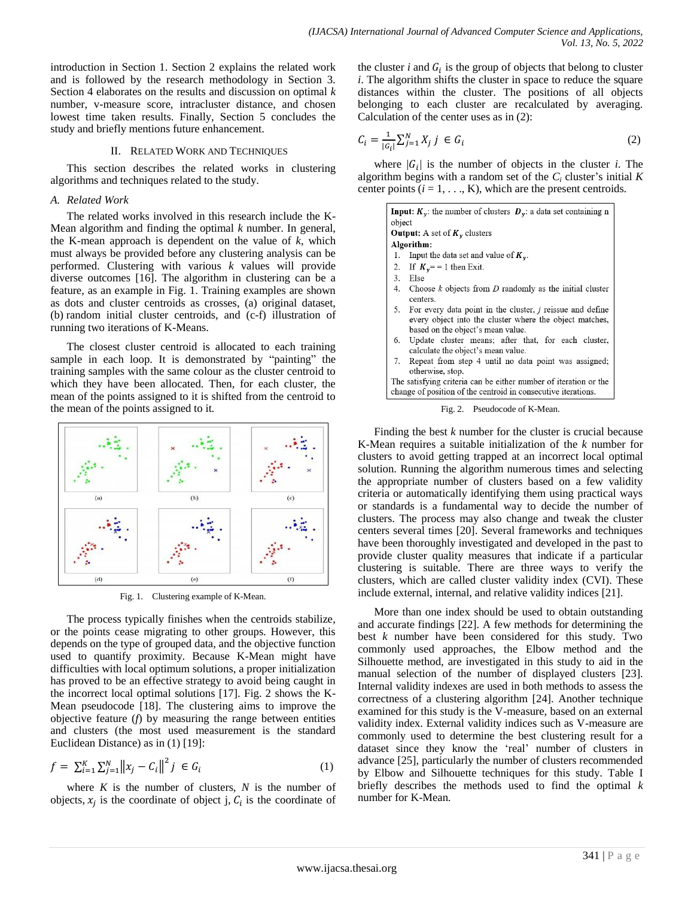introduction in Section 1. Section 2 explains the related work and is followed by the research methodology in Section 3. Section 4 elaborates on the results and discussion on optimal $k$ number, v-measure score, intracluster distance, and chosen lowest time taken results. Finally, Section 5 concludes the study and briefly mentions future enhancement.

## II. Related Work and Techniques

This section describes the related works in clustering algorithms and techniques related to the study.

### A. Related Work

The related works involved in this research include the K-Mean algorithm and finding the optimal $k$ number. In general, the K-mean approach is dependent on the value of $k$, which must always be provided before any clustering analysis can be performed. Clustering with various $k$ values will provide diverse outcomes [16]. The algorithm in clustering can be a feature, as an example in Fig. 1. Training examples are shown as dots and cluster centroids as crosses, (a) original dataset, (b) random initial cluster centroids, and (c-f) illustration of running two iterations of K-Means.

The closest cluster centroid is allocated to each training sample in each loop. It is demonstrated by "painting" the training samples with the same colour as the cluster centroid to which they have been allocated. Then, for each cluster, the mean of the points assigned to it is shifted from the centroid to the mean of the points assigned to it.

Fig. 1. Clustering example of K-Mean.

The process typically finishes when the centroids stabilize, or the points cease migrating to other groups. However, this depends on the type of grouped data, and the objective function used to quantify proximity. Because K-Mean might have difficulties with local optimum solutions, a proper initialization has proved to be an effective strategy to avoid being caught in the incorrect local optimal solutions [17]. Fig. 2 shows the K-Mean pseudocode [18]. The clustering aims to improve the objective feature ($f$) by measuring the range between entities and clusters (the most used measurement is the standard Euclidean Distance) as in (1) [19]:

$$f = \sum_{i=1}^{K}\sum_{j=1}^{N}\left\|x_j - C_i\right\|^2 j \in G_i \tag{1}$$

where $K$ is the number of clusters, $N$ is the number of objects, $x_j$ is the coordinate of object j, $C_i$ is the coordinate of the cluster $i$ and $G_i$ is the group of objects that belong to cluster $i$. The algorithm shifts the cluster in space to reduce the square distances within the cluster. The positions of all objects belonging to each cluster are recalculated by averaging. Calculation of the center uses as in (2):

$$C_i = \frac{1}{|G_i|}\sum_{j=1}^{N} X_j \; j \in G_i \tag{2}$$

where $|G_i|$ is the number of objects in the cluster $i$. The algorithm begins with a random set of the $C_i$ cluster's initial $K$ center points ($i = 1, \ldots, K$), which are the present centroids.

**Input:** $K_y$: the number of clusters $D_y$: a data set containing n object
**Output:** A set of $K_y$ clusters
**Algorithm:**

1. Input the data set and value of $K_y$.
2. If $K_y$ = = 1 then Exit.
3. Else
4. Choose $k$ objects from $D$ randomly as the initial cluster centers.
5. For every data point in the cluster, $j$ reissue and define every object into the cluster where the object matches, based on the object's mean value.
6. Update cluster means; after that, for each cluster, calculate the object's mean value.
7. Repeat from step 4 until no data point was assigned; otherwise, stop.

The satisfying criteria can be either number of iteration or the change of position of the centroid in consecutive iterations.

Fig. 2. Pseudocode of K-Mean.

Finding the best $k$ number for the cluster is crucial because K-Mean requires a suitable initialization of the $k$ number for clusters to avoid getting trapped at an incorrect local optimal solution. Running the algorithm numerous times and selecting the appropriate number of clusters based on a few validity criteria or automatically identifying them using practical ways or standards is a fundamental way to decide the number of clusters. The process may also change and tweak the cluster centers several times [20]. Several frameworks and techniques have been thoroughly investigated and developed in the past to provide cluster quality measures that indicate if a particular clustering is suitable. There are three ways to verify the clusters, which are called cluster validity index (CVI). These include external, internal, and relative validity indices [21].

More than one index should be used to obtain outstanding and accurate findings [22]. A few methods for determining the best $k$ number have been considered for this study. Two commonly used approaches, the Elbow method and the Silhouette method, are investigated in this study to aid in the manual selection of the number of displayed clusters [23]. Internal validity indexes are used in both methods to assess the correctness of a clustering algorithm [24]. Another technique examined for this study is the V-measure, based on an external validity index. External validity indices such as V-measure are commonly used to determine the best clustering result for a dataset since they know the 'real' number of clusters in advance [25], particularly the number of clusters recommended by Elbow and Silhouette techniques for this study. Table I briefly describes the methods used to find the optimal $k$ number for K-Mean.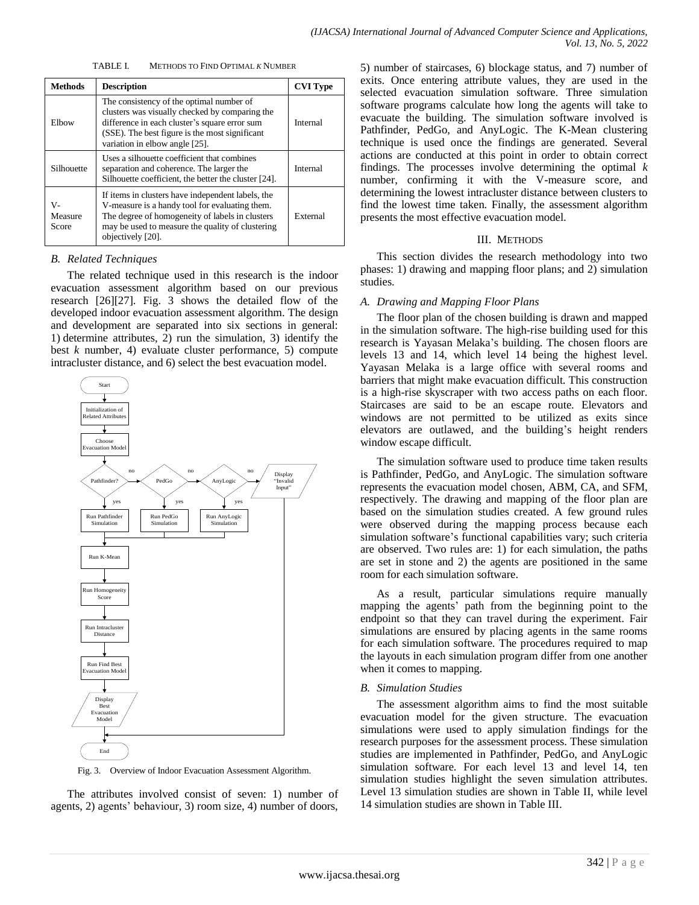TABLE I. METHODS TO FIND OPTIMAL *K* NUMBER

| Methods | Description | CVI Type |
|---|---|---|
| Elbow | The consistency of the optimal number of clusters was visually checked by comparing the difference in each cluster's square error sum (SSE). The best figure is the most significant variation in elbow angle [25]. | Internal |
| Silhouette | Uses a silhouette coefficient that combines separation and coherence. The larger the Silhouette coefficient, the better the cluster [24]. | Internal |
| V-Measure Score | If items in clusters have independent labels, the V-measure is a handy tool for evaluating them. The degree of homogeneity of labels in clusters may be used to measure the quality of clustering objectively [20]. | External |

### *B. Related Techniques*

The related technique used in this research is the indoor evacuation assessment algorithm based on our previous research [26][27]. Fig. 3 shows the detailed flow of the developed indoor evacuation assessment algorithm. The design and development are separated into six sections in general: 1) determine attributes, 2) run the simulation, 3) identify the best *k* number, 4) evaluate cluster performance, 5) compute intracluster distance, and 6) select the best evacuation model.

Start → Initialization of Related Attributes → Choose Evacuation Model → Pathfinder? (yes: Run Pathfinder Simulation; no →) PedGo (yes: Run PedGo Simulation; no →) AnyLogic (yes: Run AnyLogic Simulation; no → Display "Invalid Input" → End) → Run K-Mean → Run Homogeneity Score → Run Intracluster Distance → Run Find Best Evacuation Model → Display Best Evacuation Model → End

Fig. 3. Overview of Indoor Evacuation Assessment Algorithm.

The attributes involved consist of seven: 1) number of agents, 2) agents' behaviour, 3) room size, 4) number of doors, 5) number of staircases, 6) blockage status, and 7) number of exits. Once entering attribute values, they are used in the selected evacuation simulation software. Three simulation software programs calculate how long the agents will take to evacuate the building. The simulation software involved is Pathfinder, PedGo, and AnyLogic. The K-Mean clustering technique is used once the findings are generated. Several actions are conducted at this point in order to obtain correct findings. The processes involve determining the optimal *k* number, confirming it with the V-measure score, and determining the lowest intracluster distance between clusters to find the lowest time taken. Finally, the assessment algorithm presents the most effective evacuation model.

## III. METHODS

This section divides the research methodology into two phases: 1) drawing and mapping floor plans; and 2) simulation studies.

### *A. Drawing and Mapping Floor Plans*

The floor plan of the chosen building is drawn and mapped in the simulation software. The high-rise building used for this research is Yayasan Melaka's building. The chosen floors are levels 13 and 14, which level 14 being the highest level. Yayasan Melaka is a large office with several rooms and barriers that might make evacuation difficult. This construction is a high-rise skyscraper with two access paths on each floor. Staircases are said to be an escape route. Elevators and windows are not permitted to be utilized as exits since elevators are outlawed, and the building's height renders window escape difficult.

The simulation software used to produce time taken results is Pathfinder, PedGo, and AnyLogic. The simulation software represents the evacuation model chosen, ABM, CA, and SFM, respectively. The drawing and mapping of the floor plan are based on the simulation studies created. A few ground rules were observed during the mapping process because each simulation software's functional capabilities vary; such criteria are observed. Two rules are: 1) for each simulation, the paths are set in stone and 2) the agents are positioned in the same room for each simulation software.

As a result, particular simulations require manually mapping the agents' path from the beginning point to the endpoint so that they can travel during the experiment. Fair simulations are ensured by placing agents in the same rooms for each simulation software. The procedures required to map the layouts in each simulation program differ from one another when it comes to mapping.

### *B. Simulation Studies*

The assessment algorithm aims to find the most suitable evacuation model for the given structure. The evacuation simulations were used to apply simulation findings for the research purposes for the assessment process. These simulation studies are implemented in Pathfinder, PedGo, and AnyLogic simulation software. For each level 13 and level 14, ten simulation studies highlight the seven simulation attributes. Level 13 simulation studies are shown in Table II, while level 14 simulation studies are shown in Table III.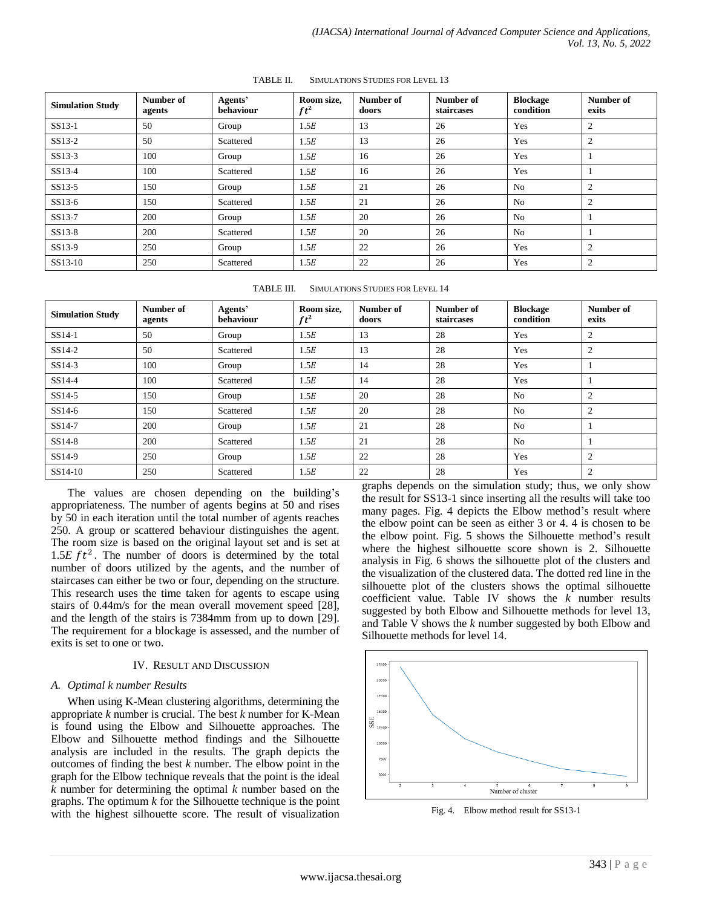TABLE II. SIMULATIONS STUDIES FOR LEVEL 13

| Simulation Study | Number of agents | Agents' behaviour | Room size, $ft^2$ | Number of doors | Number of staircases | Blockage condition | Number of exits |
|---|---|---|---|---|---|---|---|
| SS13-1 | 50 | Group | 1.5$E$ | 13 | 26 | Yes | 2 |
| SS13-2 | 50 | Scattered | 1.5$E$ | 13 | 26 | Yes | 2 |
| SS13-3 | 100 | Group | 1.5$E$ | 16 | 26 | Yes | 1 |
| SS13-4 | 100 | Scattered | 1.5$E$ | 16 | 26 | Yes | 1 |
| SS13-5 | 150 | Group | 1.5$E$ | 21 | 26 | No | 2 |
| SS13-6 | 150 | Scattered | 1.5$E$ | 21 | 26 | No | 2 |
| SS13-7 | 200 | Group | 1.5$E$ | 20 | 26 | No | 1 |
| SS13-8 | 200 | Scattered | 1.5$E$ | 20 | 26 | No | 1 |
| SS13-9 | 250 | Group | 1.5$E$ | 22 | 26 | Yes | 2 |
| SS13-10 | 250 | Scattered | 1.5$E$ | 22 | 26 | Yes | 2 |

TABLE III. SIMULATIONS STUDIES FOR LEVEL 14

| Simulation Study | Number of agents | Agents' behaviour | Room size, $ft^2$ | Number of doors | Number of staircases | Blockage condition | Number of exits |
|---|---|---|---|---|---|---|---|
| SS14-1 | 50 | Group | 1.5$E$ | 13 | 28 | Yes | 2 |
| SS14-2 | 50 | Scattered | 1.5$E$ | 13 | 28 | Yes | 2 |
| SS14-3 | 100 | Group | 1.5$E$ | 14 | 28 | Yes | 1 |
| SS14-4 | 100 | Scattered | 1.5$E$ | 14 | 28 | Yes | 1 |
| SS14-5 | 150 | Group | 1.5$E$ | 20 | 28 | No | 2 |
| SS14-6 | 150 | Scattered | 1.5$E$ | 20 | 28 | No | 2 |
| SS14-7 | 200 | Group | 1.5$E$ | 21 | 28 | No | 1 |
| SS14-8 | 200 | Scattered | 1.5$E$ | 21 | 28 | No | 1 |
| SS14-9 | 250 | Group | 1.5$E$ | 22 | 28 | Yes | 2 |
| SS14-10 | 250 | Scattered | 1.5$E$ | 22 | 28 | Yes | 2 |

The values are chosen depending on the building's appropriateness. The number of agents begins at 50 and rises by 50 in each iteration until the total number of agents reaches 250. A group or scattered behaviour distinguishes the agent. The room size is based on the original layout set and is set at 1.5$E$ $ft^2$. The number of doors is determined by the total number of doors utilized by the agents, and the number of staircases can either be two or four, depending on the structure. This research uses the time taken for agents to escape using stairs of 0.44m/s for the mean overall movement speed [28], and the length of the stairs is 7384mm from up to down [29]. The requirement for a blockage is assessed, and the number of exits is set to one or two.

## IV. Result and Discussion

### A. Optimal k number Results

When using K-Mean clustering algorithms, determining the appropriate *k* number is crucial. The best *k* number for K-Mean is found using the Elbow and Silhouette approaches. The Elbow and Silhouette method findings and the Silhouette analysis are included in the results. The graph depicts the outcomes of finding the best *k* number. The elbow point in the graph for the Elbow technique reveals that the point is the ideal *k* number for determining the optimal *k* number based on the graphs. The optimum *k* for the Silhouette technique is the point with the highest silhouette score. The result of visualization graphs depends on the simulation study; thus, we only show the result for SS13-1 since inserting all the results will take too many pages. Fig. 4 depicts the Elbow method's result where the elbow point can be seen as either 3 or 4. 4 is chosen to be the elbow point. Fig. 5 shows the Silhouette method's result where the highest silhouette score shown is 2. Silhouette analysis in Fig. 6 shows the silhouette plot of the clusters and the visualization of the clustered data. The dotted red line in the silhouette plot of the clusters shows the optimal silhouette coefficient value. Table IV shows the *k* number results suggested by both Elbow and Silhouette methods for level 13, and Table V shows the *k* number suggested by both Elbow and Silhouette methods for level 14.

Fig. 4. Elbow method result for SS13-1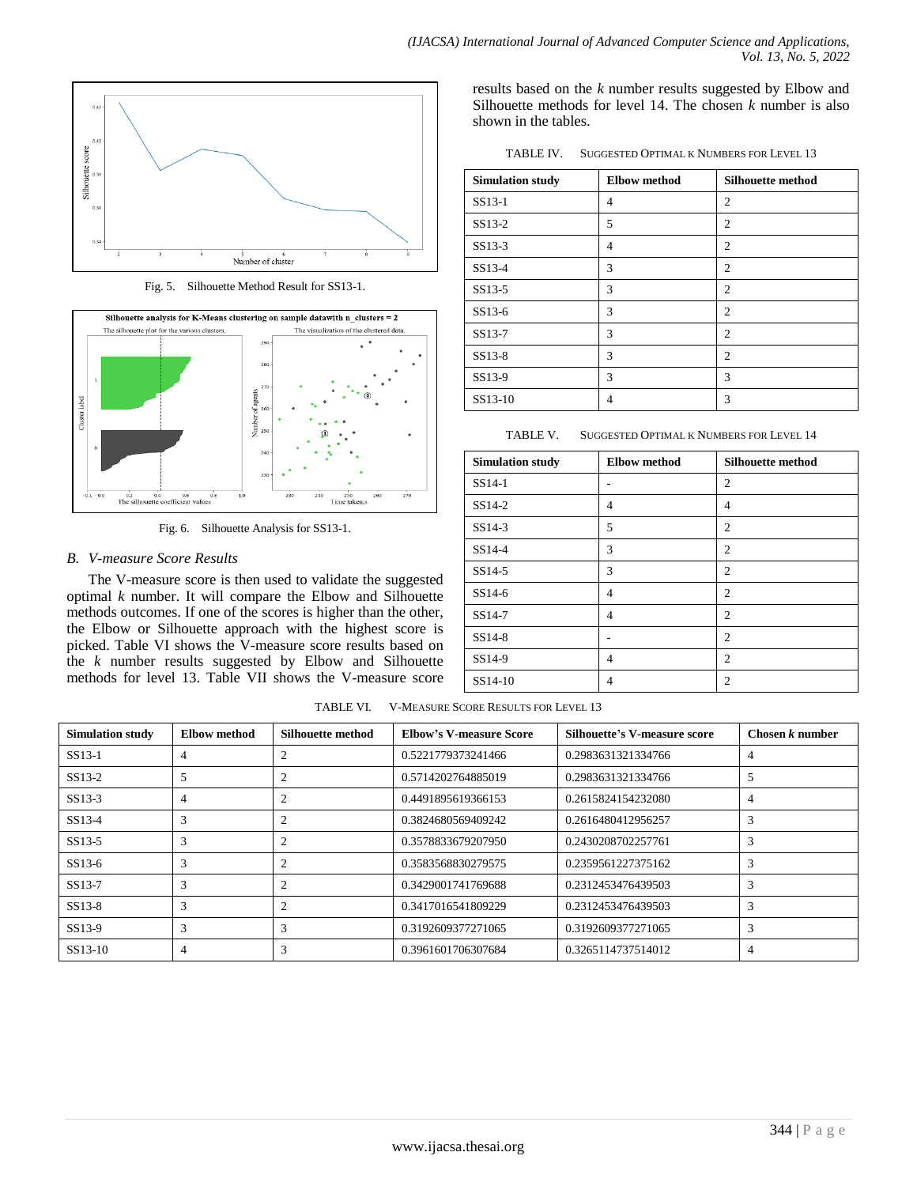Fig. 5. Silhouette Method Result for SS13-1.

Fig. 6. Silhouette Analysis for SS13-1.

### *B. V-measure Score Results*

The V-measure score is then used to validate the suggested optimal *k* number. It will compare the Elbow and Silhouette methods outcomes. If one of the scores is higher than the other, the Elbow or Silhouette approach with the highest score is picked. Table VI shows the V-measure score results based on the *k* number results suggested by Elbow and Silhouette methods for level 13. Table VII shows the V-measure score results based on the *k* number results suggested by Elbow and Silhouette methods for level 14. The chosen *k* number is also shown in the tables.

TABLE IV. SUGGESTED OPTIMAL K NUMBERS FOR LEVEL 13

| Simulation study | Elbow method | Silhouette method |
|---|---|---|
| SS13-1 | 4 | 2 |
| SS13-2 | 5 | 2 |
| SS13-3 | 4 | 2 |
| SS13-4 | 3 | 2 |
| SS13-5 | 3 | 2 |
| SS13-6 | 3 | 2 |
| SS13-7 | 3 | 2 |
| SS13-8 | 3 | 2 |
| SS13-9 | 3 | 3 |
| SS13-10 | 4 | 3 |

TABLE V. SUGGESTED OPTIMAL K NUMBERS FOR LEVEL 14

| Simulation study | Elbow method | Silhouette method |
|---|---|---|
| SS14-1 | - | 2 |
| SS14-2 | 4 | 4 |
| SS14-3 | 5 | 2 |
| SS14-4 | 3 | 2 |
| SS14-5 | 3 | 2 |
| SS14-6 | 4 | 2 |
| SS14-7 | 4 | 2 |
| SS14-8 | - | 2 |
| SS14-9 | 4 | 2 |
| SS14-10 | 4 | 2 |

TABLE VI. V-MEASURE SCORE RESULTS FOR LEVEL 13

| Simulation study | Elbow method | Silhouette method | Elbow's V-measure Score | Silhouette's V-measure score | Chosen *k* number |
|---|---|---|---|---|---|
| SS13-1 | 4 | 2 | 0.5221779373241466 | 0.2983631321334766 | 4 |
| SS13-2 | 5 | 2 | 0.5714202764885019 | 0.2983631321334766 | 5 |
| SS13-3 | 4 | 2 | 0.4491895619366153 | 0.2615824154232080 | 4 |
| SS13-4 | 3 | 2 | 0.3824680569409242 | 0.2616480412956257 | 3 |
| SS13-5 | 3 | 2 | 0.3578833679207950 | 0.2430208702257761 | 3 |
| SS13-6 | 3 | 2 | 0.3583568830279575 | 0.2359561227375162 | 3 |
| SS13-7 | 3 | 2 | 0.3429001741769688 | 0.2312453476439503 | 3 |
| SS13-8 | 3 | 2 | 0.3417016541809229 | 0.2312453476439503 | 3 |
| SS13-9 | 3 | 3 | 0.3192609377271065 | 0.3192609377271065 | 3 |
| SS13-10 | 4 | 3 | 0.3961601706307684 | 0.3265114737514012 | 4 |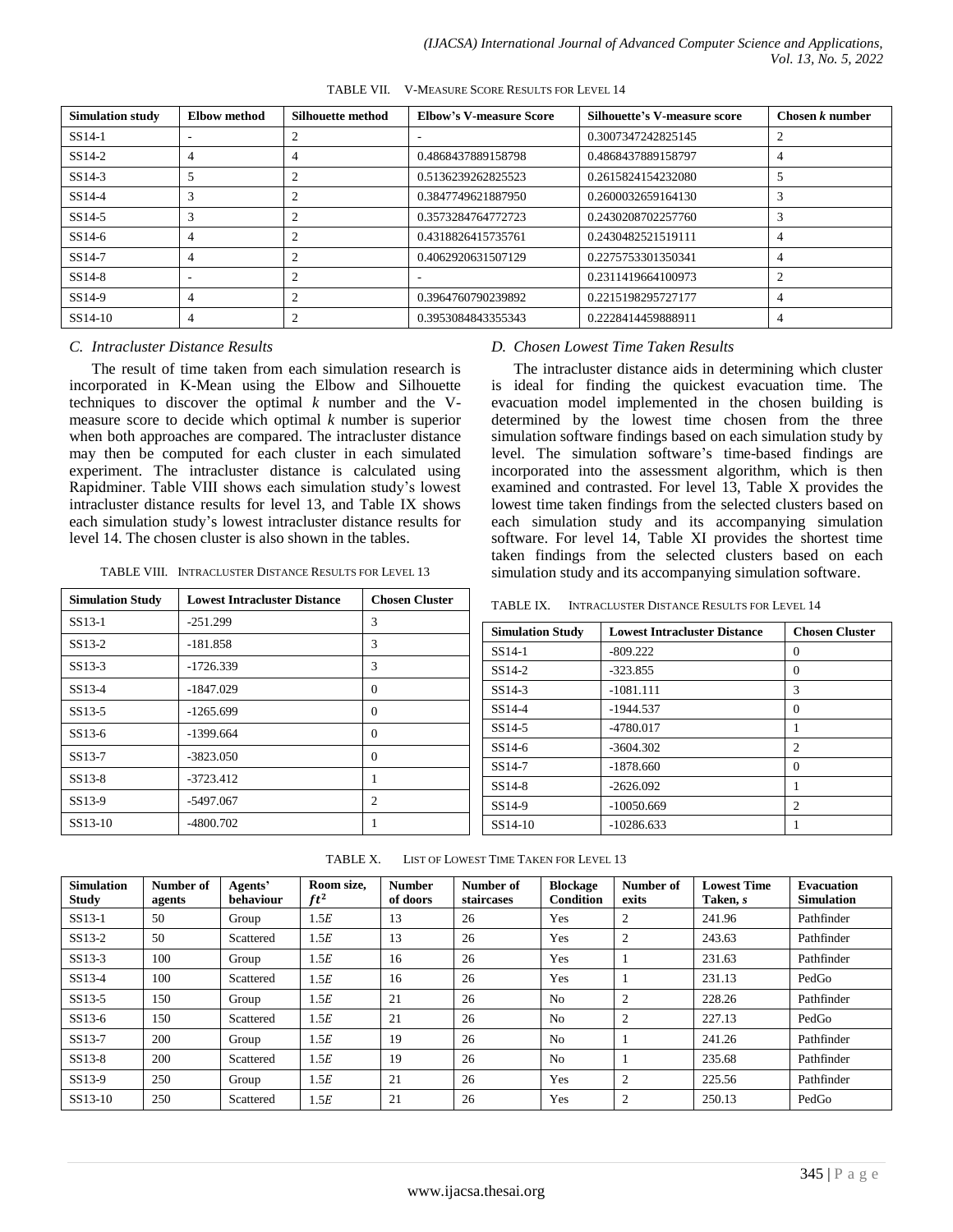TABLE VII. V-MEASURE SCORE RESULTS FOR LEVEL 14

| Simulation study | Elbow method | Silhouette method | Elbow's V-measure Score | Silhouette's V-measure score | Chosen $k$ number |
|---|---|---|---|---|---|
| SS14-1 | - | 2 | - | 0.3007347242825145 | 2 |
| SS14-2 | 4 | 4 | 0.4868437889158798 | 0.4868437889158797 | 4 |
| SS14-3 | 5 | 2 | 0.5136239262825523 | 0.2615824154232080 | 5 |
| SS14-4 | 3 | 2 | 0.3847749621887950 | 0.2600032659164130 | 3 |
| SS14-5 | 3 | 2 | 0.3573284764772723 | 0.2430208702257760 | 3 |
| SS14-6 | 4 | 2 | 0.4318826415735761 | 0.2430482521519111 | 4 |
| SS14-7 | 4 | 2 | 0.4062920631507129 | 0.2275753301350341 | 4 |
| SS14-8 | - | 2 | - | 0.2311419664100973 | 2 |
| SS14-9 | 4 | 2 | 0.3964760790239892 | 0.2215198295727177 | 4 |
| SS14-10 | 4 | 2 | 0.3953084843355343 | 0.2228414459888911 | 4 |

### C. Intracluster Distance Results

The result of time taken from each simulation research is incorporated in K-Mean using the Elbow and Silhouette techniques to discover the optimal $k$ number and the V-measure score to decide which optimal $k$ number is superior when both approaches are compared. The intracluster distance may then be computed for each cluster in each simulated experiment. The intracluster distance is calculated using Rapidminer. Table VIII shows each simulation study's lowest intracluster distance results for level 13, and Table IX shows each simulation study's lowest intracluster distance results for level 14. The chosen cluster is also shown in the tables.

TABLE VIII. INTRACLUSTER DISTANCE RESULTS FOR LEVEL 13

| Simulation Study | Lowest Intracluster Distance | Chosen Cluster |
|---|---|---|
| SS13-1 | -251.299 | 3 |
| SS13-2 | -181.858 | 3 |
| SS13-3 | -1726.339 | 3 |
| SS13-4 | -1847.029 | 0 |
| SS13-5 | -1265.699 | 0 |
| SS13-6 | -1399.664 | 0 |
| SS13-7 | -3823.050 | 0 |
| SS13-8 | -3723.412 | 1 |
| SS13-9 | -5497.067 | 2 |
| SS13-10 | -4800.702 | 1 |

### D. Chosen Lowest Time Taken Results

The intracluster distance aids in determining which cluster is ideal for finding the quickest evacuation time. The evacuation model implemented in the chosen building is determined by the lowest time chosen from the three simulation software findings based on each simulation study by level. The simulation software's time-based findings are incorporated into the assessment algorithm, which is then examined and contrasted. For level 13, Table X provides the lowest time taken findings from the selected clusters based on each simulation study and its accompanying simulation software. For level 14, Table XI provides the shortest time taken findings from the selected clusters based on each simulation study and its accompanying simulation software.

TABLE IX. INTRACLUSTER DISTANCE RESULTS FOR LEVEL 14

| Simulation Study | Lowest Intracluster Distance | Chosen Cluster |
|---|---|---|
| SS14-1 | -809.222 | 0 |
| SS14-2 | -323.855 | 0 |
| SS14-3 | -1081.111 | 3 |
| SS14-4 | -1944.537 | 0 |
| SS14-5 | -4780.017 | 1 |
| SS14-6 | -3604.302 | 2 |
| SS14-7 | -1878.660 | 0 |
| SS14-8 | -2626.092 | 1 |
| SS14-9 | -10050.669 | 2 |
| SS14-10 | -10286.633 | 1 |

TABLE X. LIST OF LOWEST TIME TAKEN FOR LEVEL 13

| Simulation Study | Number of agents | Agents' behaviour | Room size, $ft^2$ | Number of doors | Number of staircases | Blockage Condition | Number of exits | Lowest Time Taken, $s$ | Evacuation Simulation |
|---|---|---|---|---|---|---|---|---|---|
| SS13-1 | 50 | Group | $1.5E$ | 13 | 26 | Yes | 2 | 241.96 | Pathfinder |
| SS13-2 | 50 | Scattered | $1.5E$ | 13 | 26 | Yes | 2 | 243.63 | Pathfinder |
| SS13-3 | 100 | Group | $1.5E$ | 16 | 26 | Yes | 1 | 231.63 | Pathfinder |
| SS13-4 | 100 | Scattered | $1.5E$ | 16 | 26 | Yes | 1 | 231.13 | PedGo |
| SS13-5 | 150 | Group | $1.5E$ | 21 | 26 | No | 2 | 228.26 | Pathfinder |
| SS13-6 | 150 | Scattered | $1.5E$ | 21 | 26 | No | 2 | 227.13 | PedGo |
| SS13-7 | 200 | Group | $1.5E$ | 19 | 26 | No | 1 | 241.26 | Pathfinder |
| SS13-8 | 200 | Scattered | $1.5E$ | 19 | 26 | No | 1 | 235.68 | Pathfinder |
| SS13-9 | 250 | Group | $1.5E$ | 21 | 26 | Yes | 2 | 225.56 | Pathfinder |
| SS13-10 | 250 | Scattered | $1.5E$ | 21 | 26 | Yes | 2 | 250.13 | PedGo |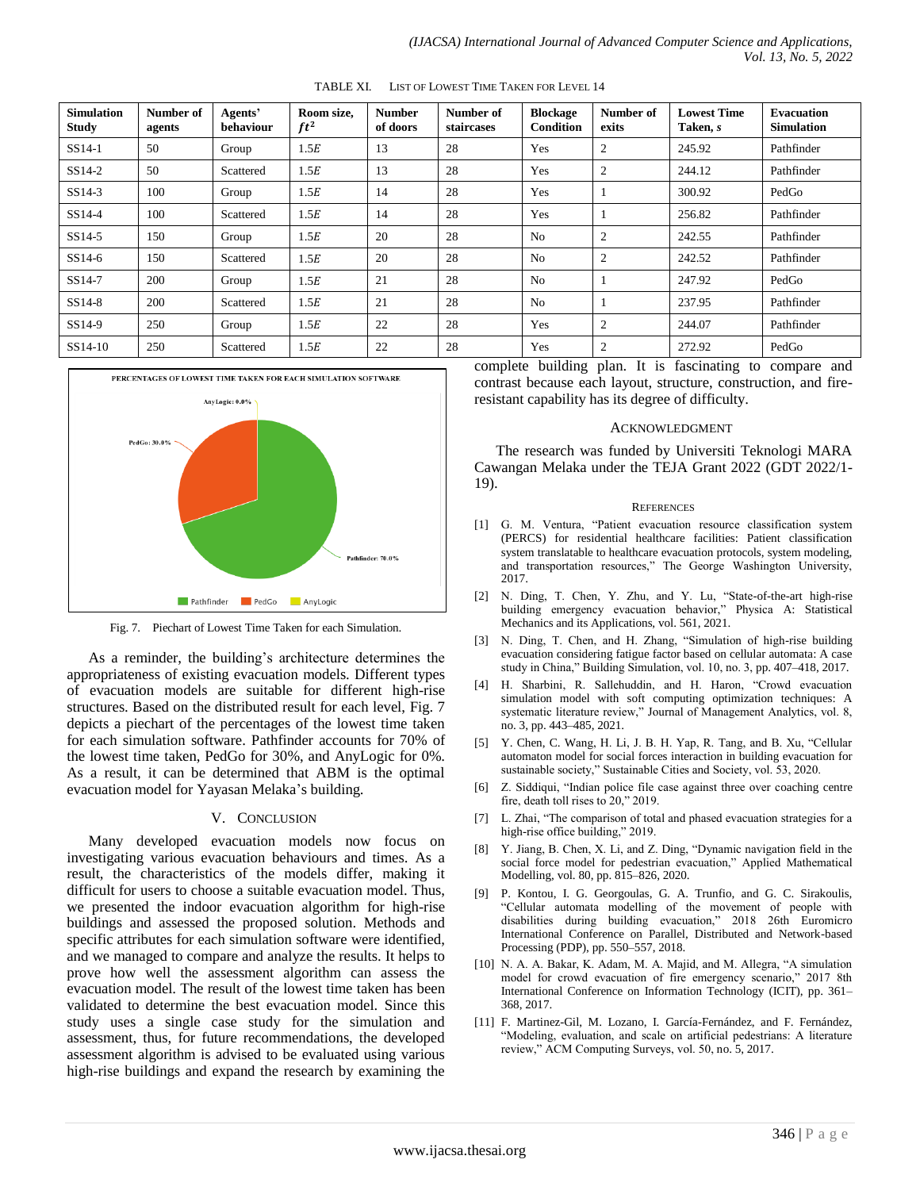TABLE XI. LIST OF LOWEST TIME TAKEN FOR LEVEL 14

| Simulation Study | Number of agents | Agents' behaviour | Room size, $ft^2$ | Number of doors | Number of staircases | Blockage Condition | Number of exits | Lowest Time Taken, *s* | Evacuation Simulation |
|---|---|---|---|---|---|---|---|---|---|
| SS14-1 | 50 | Group | 1.5*E* | 13 | 28 | Yes | 2 | 245.92 | Pathfinder |
| SS14-2 | 50 | Scattered | 1.5*E* | 13 | 28 | Yes | 2 | 244.12 | Pathfinder |
| SS14-3 | 100 | Group | 1.5*E* | 14 | 28 | Yes | 1 | 300.92 | PedGo |
| SS14-4 | 100 | Scattered | 1.5*E* | 14 | 28 | Yes | 1 | 256.82 | Pathfinder |
| SS14-5 | 150 | Group | 1.5*E* | 20 | 28 | No | 2 | 242.55 | Pathfinder |
| SS14-6 | 150 | Scattered | 1.5*E* | 20 | 28 | No | 2 | 242.52 | Pathfinder |
| SS14-7 | 200 | Group | 1.5*E* | 21 | 28 | No | 1 | 247.92 | PedGo |
| SS14-8 | 200 | Scattered | 1.5*E* | 21 | 28 | No | 1 | 237.95 | Pathfinder |
| SS14-9 | 250 | Group | 1.5*E* | 22 | 28 | Yes | 2 | 244.07 | Pathfinder |
| SS14-10 | 250 | Scattered | 1.5*E* | 22 | 28 | Yes | 2 | 272.92 | PedGo |

PERCENTAGES OF LOWEST TIME TAKEN FOR EACH SIMULATION SOFTWARE

AnyLogic: 0.0%

PedGo: 30.0%

Pathfinder: 70.0%

Pathfinder PedGo AnyLogic

Fig. 7. Piechart of Lowest Time Taken for each Simulation.

As a reminder, the building's architecture determines the appropriateness of existing evacuation models. Different types of evacuation models are suitable for different high-rise structures. Based on the distributed result for each level, Fig. 7 depicts a piechart of the percentages of the lowest time taken for each simulation software. Pathfinder accounts for 70% of the lowest time taken, PedGo for 30%, and AnyLogic for 0%. As a result, it can be determined that ABM is the optimal evacuation model for Yayasan Melaka's building.

## V. CONCLUSION

Many developed evacuation models now focus on investigating various evacuation behaviours and times. As a result, the characteristics of the models differ, making it difficult for users to choose a suitable evacuation model. Thus, we presented the indoor evacuation algorithm for high-rise buildings and assessed the proposed solution. Methods and specific attributes for each simulation software were identified, and we managed to compare and analyze the results. It helps to prove how well the assessment algorithm can assess the evacuation model. The result of the lowest time taken has been validated to determine the best evacuation model. Since this study uses a single case study for the simulation and assessment, thus, for future recommendations, the developed assessment algorithm is advised to be evaluated using various high-rise buildings and expand the research by examining the complete building plan. It is fascinating to compare and contrast because each layout, structure, construction, and fire-resistant capability has its degree of difficulty.

## ACKNOWLEDGMENT

The research was funded by Universiti Teknologi MARA Cawangan Melaka under the TEJA Grant 2022 (GDT 2022/1-19).

## REFERENCES

[1] G. M. Ventura, "Patient evacuation resource classification system (PERCS) for residential healthcare facilities: Patient classification system translatable to healthcare evacuation protocols, system modeling, and transportation resources," The George Washington University, 2017.

[2] N. Ding, T. Chen, Y. Zhu, and Y. Lu, "State-of-the-art high-rise building emergency evacuation behavior," Physica A: Statistical Mechanics and its Applications, vol. 561, 2021.

[3] N. Ding, T. Chen, and H. Zhang, "Simulation of high-rise building evacuation considering fatigue factor based on cellular automata: A case study in China," Building Simulation, vol. 10, no. 3, pp. 407–418, 2017.

[4] H. Sharbini, R. Sallehuddin, and H. Haron, "Crowd evacuation simulation model with soft computing optimization techniques: A systematic literature review," Journal of Management Analytics, vol. 8, no. 3, pp. 443–485, 2021.

[5] Y. Chen, C. Wang, H. Li, J. B. H. Yap, R. Tang, and B. Xu, "Cellular automaton model for social forces interaction in building evacuation for sustainable society," Sustainable Cities and Society, vol. 53, 2020.

[6] Z. Siddiqui, "Indian police file case against three over coaching centre fire, death toll rises to 20," 2019.

[7] L. Zhai, "The comparison of total and phased evacuation strategies for a high-rise office building," 2019.

[8] Y. Jiang, B. Chen, X. Li, and Z. Ding, "Dynamic navigation field in the social force model for pedestrian evacuation," Applied Mathematical Modelling, vol. 80, pp. 815–826, 2020.

[9] P. Kontou, I. G. Georgoulas, G. A. Trunfio, and G. C. Sirakoulis, "Cellular automata modelling of the movement of people with disabilities during building evacuation," 2018 26th Euromicro International Conference on Parallel, Distributed and Network-based Processing (PDP), pp. 550–557, 2018.

[10] N. A. A. Bakar, K. Adam, M. A. Majid, and M. Allegra, "A simulation model for crowd evacuation of fire emergency scenario," 2017 8th International Conference on Information Technology (ICIT), pp. 361–368, 2017.

[11] F. Martinez-Gil, M. Lozano, I. García-Fernández, and F. Fernández, "Modeling, evaluation, and scale on artificial pedestrians: A literature review," ACM Computing Surveys, vol. 50, no. 5, 2017.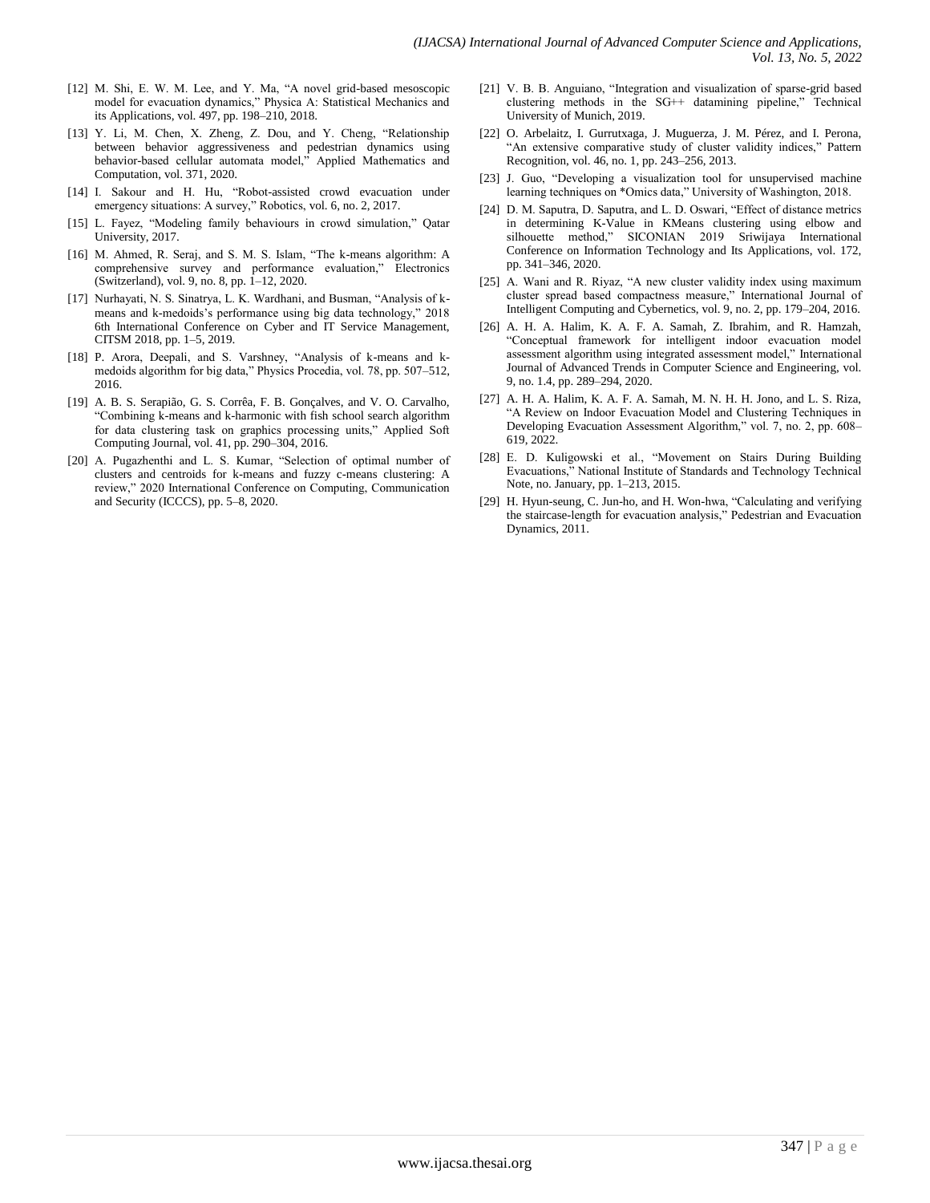[12] M. Shi, E. W. M. Lee, and Y. Ma, "A novel grid-based mesoscopic model for evacuation dynamics," Physica A: Statistical Mechanics and its Applications, vol. 497, pp. 198–210, 2018.

[13] Y. Li, M. Chen, X. Zheng, Z. Dou, and Y. Cheng, "Relationship between behavior aggressiveness and pedestrian dynamics using behavior-based cellular automata model," Applied Mathematics and Computation, vol. 371, 2020.

[14] I. Sakour and H. Hu, "Robot-assisted crowd evacuation under emergency situations: A survey," Robotics, vol. 6, no. 2, 2017.

[15] L. Fayez, "Modeling family behaviours in crowd simulation," Qatar University, 2017.

[16] M. Ahmed, R. Seraj, and S. M. S. Islam, "The k-means algorithm: A comprehensive survey and performance evaluation," Electronics (Switzerland), vol. 9, no. 8, pp. 1–12, 2020.

[17] Nurhayati, N. S. Sinatrya, L. K. Wardhani, and Busman, "Analysis of k-means and k-medoids's performance using big data technology," 2018 6th International Conference on Cyber and IT Service Management, CITSM 2018, pp. 1–5, 2019.

[18] P. Arora, Deepali, and S. Varshney, "Analysis of k-means and k-medoids algorithm for big data," Physics Procedia, vol. 78, pp. 507–512, 2016.

[19] A. B. S. Serapião, G. S. Corrêa, F. B. Gonçalves, and V. O. Carvalho, "Combining k-means and k-harmonic with fish school search algorithm for data clustering task on graphics processing units," Applied Soft Computing Journal, vol. 41, pp. 290–304, 2016.

[20] A. Pugazhenthi and L. S. Kumar, "Selection of optimal number of clusters and centroids for k-means and fuzzy c-means clustering: A review," 2020 International Conference on Computing, Communication and Security (ICCCS), pp. 5–8, 2020.

[21] V. B. B. Anguiano, "Integration and visualization of sparse-grid based clustering methods in the SG++ datamining pipeline," Technical University of Munich, 2019.

[22] O. Arbelaitz, I. Gurrutxaga, J. Muguerza, J. M. Pérez, and I. Perona, "An extensive comparative study of cluster validity indices," Pattern Recognition, vol. 46, no. 1, pp. 243–256, 2013.

[23] J. Guo, "Developing a visualization tool for unsupervised machine learning techniques on *Omics data," University of Washington, 2018.

[24] D. M. Saputra, D. Saputra, and L. D. Oswari, "Effect of distance metrics in determining K-Value in KMeans clustering using elbow and silhouette method," SICONIAN 2019 Sriwijaya International Conference on Information Technology and Its Applications, vol. 172, pp. 341–346, 2020.

[25] A. Wani and R. Riyaz, "A new cluster validity index using maximum cluster spread based compactness measure," International Journal of Intelligent Computing and Cybernetics, vol. 9, no. 2, pp. 179–204, 2016.

[26] A. H. A. Halim, K. A. F. A. Samah, Z. Ibrahim, and R. Hamzah, "Conceptual framework for intelligent indoor evacuation model assessment algorithm using integrated assessment model," International Journal of Advanced Trends in Computer Science and Engineering, vol. 9, no. 1.4, pp. 289–294, 2020.

[27] A. H. A. Halim, K. A. F. A. Samah, M. N. H. H. Jono, and L. S. Riza, "A Review on Indoor Evacuation Model and Clustering Techniques in Developing Evacuation Assessment Algorithm," vol. 7, no. 2, pp. 608–619, 2022.

[28] E. D. Kuligowski et al., "Movement on Stairs During Building Evacuations," National Institute of Standards and Technology Technical Note, no. January, pp. 1–213, 2015.

[29] H. Hyun-seung, C. Jun-ho, and H. Won-hwa, "Calculating and verifying the staircase-length for evacuation analysis," Pedestrian and Evacuation Dynamics, 2011.